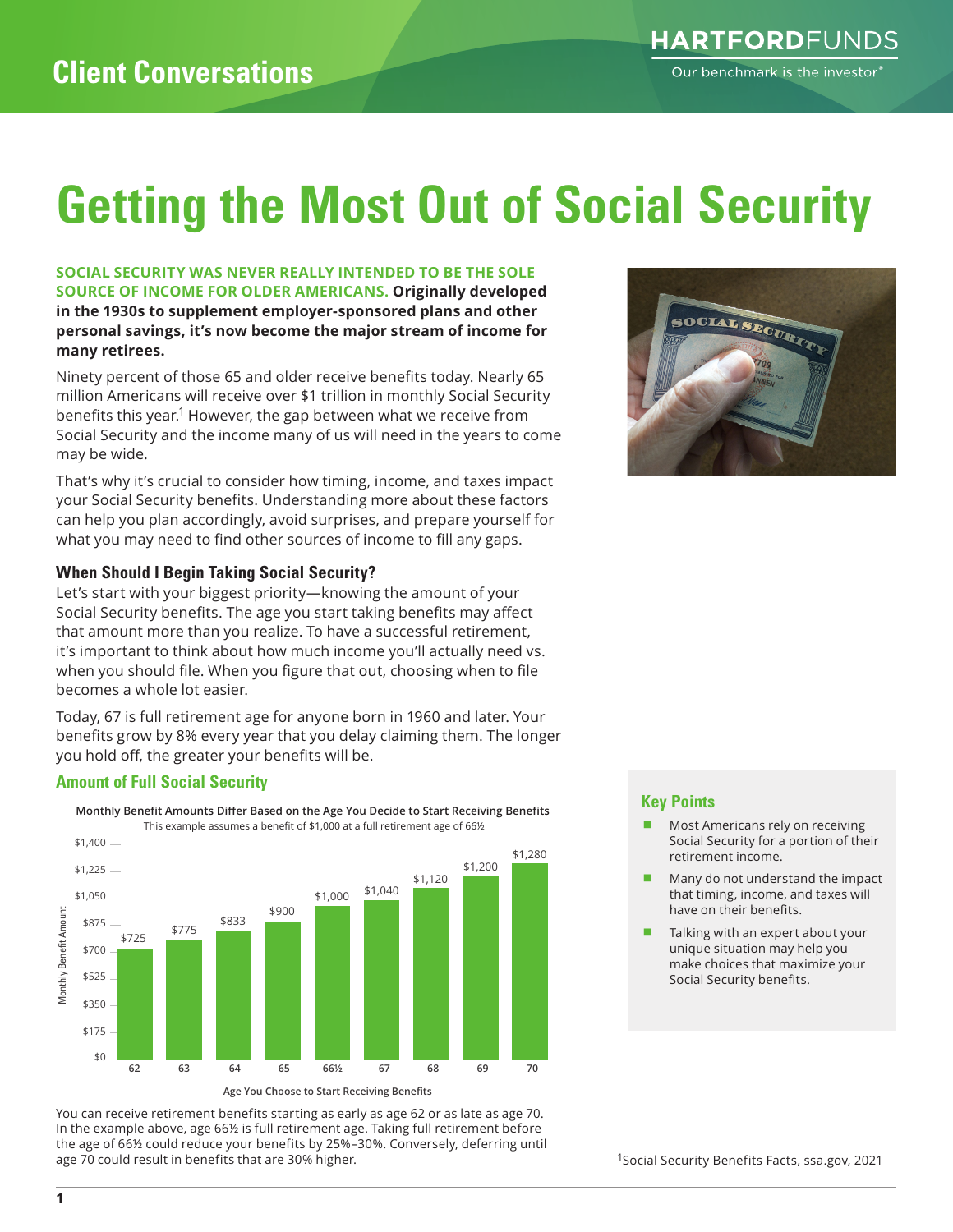# Getting the Most Out of Social Security

**SOCIAL SECURITY WAS NEVER REALLY INTENDED TO BE THE SOLE SOURCE OF INCOME FOR OLDER AMERICANS. Originally developed in the 1930s to supplement employer-sponsored plans and other personal savings, it's now become the major stream of income for many retirees.**

Ninety percent of those 65 and older receive benefits today. Nearly 65 million Americans will receive over $1 trillion in monthly Social Security benefits this year.[1] However, the gap between what we receive from Social Security and the income many of us will need in the years to come may be wide.

That's why it's crucial to consider how timing, income, and taxes impact your Social Security benefits. Understanding more about these factors can help you plan accordingly, avoid surprises, and prepare yourself for what you may need to find other sources of income to fill any gaps.

### When Should I Begin Taking Social Security?

Let's start with your biggest priority—knowing the amount of your Social Security benefits. The age you start taking benefits may affect that amount more than you realize. To have a successful retirement, it's important to think about how much income you'll actually need vs. when you should file. When you figure that out, choosing when to file becomes a whole lot easier.

Today, 67 is full retirement age for anyone born in 1960 and later. Your benefits grow by 8% every year that you delay claiming them. The longer you hold off, the greater your benefits will be.

### Amount of Full Social Security

**Monthly Benefit Amounts Differ Based on the Age You Decide to Start Receiving Benefits**

This example assumes a benefit of $1,000 at a full retirement age of 66½

| Age You Choose to Start Receiving Benefits | Monthly Benefit Amount |
|---|---|
| 62 | $725 |
| 63 | $775 |
| 64 | $833 |
| 65 | $900 |
| 66½ | $1,000 |
| 67 | $1,040 |
| 68 | $1,120 |
| 69 | $1,200 |
| 70 | $1,280 |

You can receive retirement benefits starting as early as age 62 or as late as age 70. In the example above, age 66½ is full retirement age. Taking full retirement before the age of 66½ could reduce your benefits by 25%–30%. Conversely, deferring until age 70 could result in benefits that are 30% higher.

### Key Points

- Most Americans rely on receiving Social Security for a portion of their retirement income.
- Many do not understand the impact that timing, income, and taxes will have on their benefits.
- Talking with an expert about your unique situation may help you make choices that maximize your Social Security benefits.

[1] Social Security Benefits Facts, ssa.gov, 2021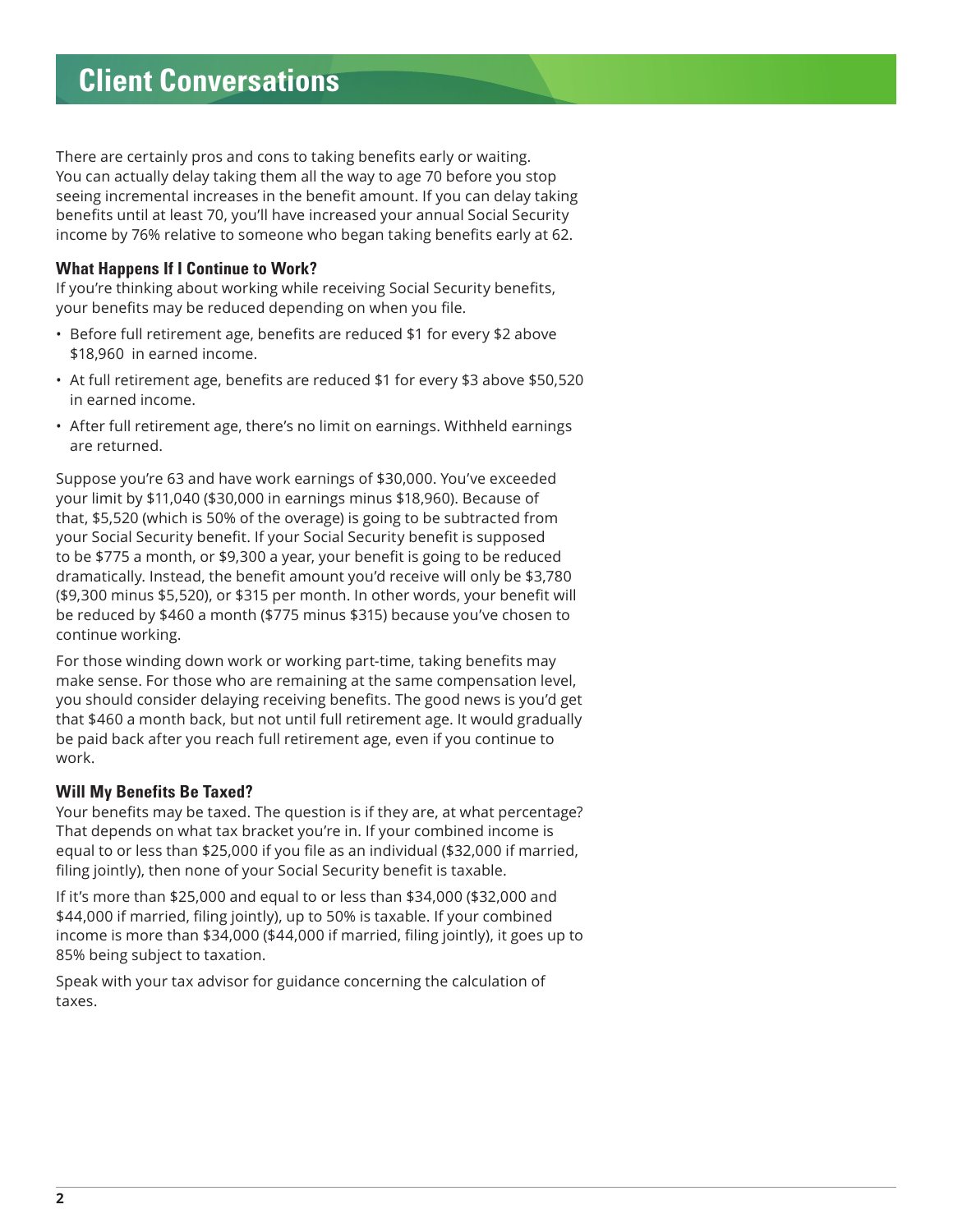There are certainly pros and cons to taking benefits early or waiting. You can actually delay taking them all the way to age 70 before you stop seeing incremental increases in the benefit amount. If you can delay taking benefits until at least 70, you'll have increased your annual Social Security income by 76% relative to someone who began taking benefits early at 62.

### What Happens If I Continue to Work?

If you're thinking about working while receiving Social Security benefits, your benefits may be reduced depending on when you file.

- Before full retirement age, benefits are reduced $1 for every $2 above $18,960 in earned income.
- At full retirement age, benefits are reduced $1 for every $3 above $50,520 in earned income.
- After full retirement age, there's no limit on earnings. Withheld earnings are returned.

Suppose you're 63 and have work earnings of $30,000. You've exceeded your limit by $11,040 ($30,000 in earnings minus $18,960). Because of that, $5,520 (which is 50% of the overage) is going to be subtracted from your Social Security benefit. If your Social Security benefit is supposed to be $775 a month, or $9,300 a year, your benefit is going to be reduced dramatically. Instead, the benefit amount you'd receive will only be $3,780 ($9,300 minus $5,520), or $315 per month. In other words, your benefit will be reduced by $460 a month ($775 minus $315) because you've chosen to continue working.

For those winding down work or working part-time, taking benefits may make sense. For those who are remaining at the same compensation level, you should consider delaying receiving benefits. The good news is you'd get that $460 a month back, but not until full retirement age. It would gradually be paid back after you reach full retirement age, even if you continue to work.

### Will My Benefits Be Taxed?

Your benefits may be taxed. The question is if they are, at what percentage? That depends on what tax bracket you're in. If your combined income is equal to or less than $25,000 if you file as an individual ($32,000 if married, filing jointly), then none of your Social Security benefit is taxable.

If it's more than $25,000 and equal to or less than $34,000 ($32,000 and $44,000 if married, filing jointly), up to 50% is taxable. If your combined income is more than $34,000 ($44,000 if married, filing jointly), it goes up to 85% being subject to taxation.

Speak with your tax advisor for guidance concerning the calculation of taxes.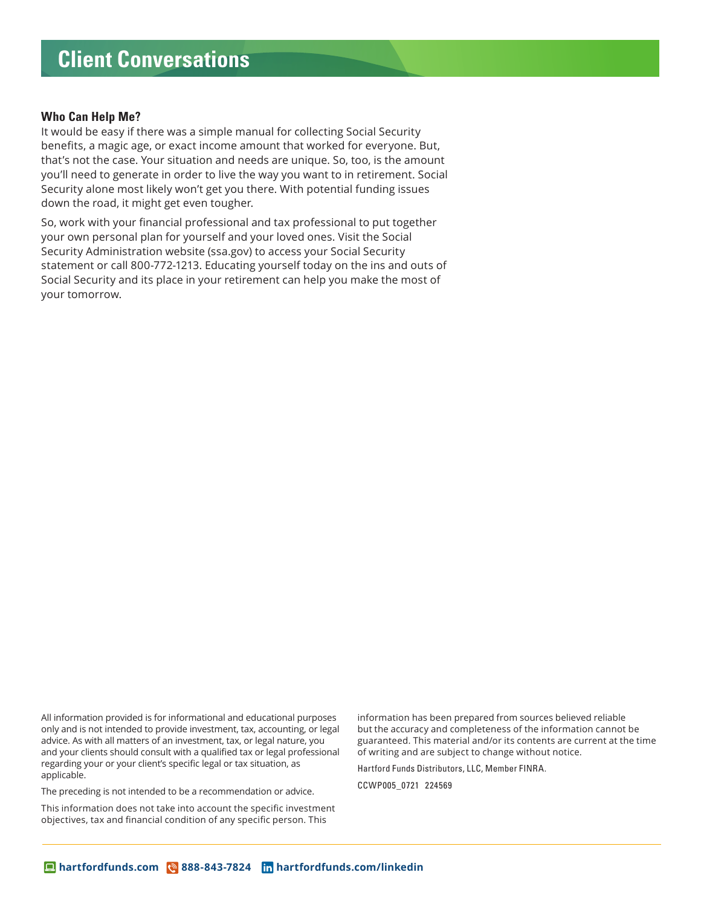## Client Conversations

### Who Can Help Me?

It would be easy if there was a simple manual for collecting Social Security benefits, a magic age, or exact income amount that worked for everyone. But, that's not the case. Your situation and needs are unique. So, too, is the amount you'll need to generate in order to live the way you want to in retirement. Social Security alone most likely won't get you there. With potential funding issues down the road, it might get even tougher.

So, work with your financial professional and tax professional to put together your own personal plan for yourself and your loved ones. Visit the Social Security Administration website (ssa.gov) to access your Social Security statement or call 800-772-1213. Educating yourself today on the ins and outs of Social Security and its place in your retirement can help you make the most of your tomorrow.

All information provided is for informational and educational purposes only and is not intended to provide investment, tax, accounting, or legal advice. As with all matters of an investment, tax, or legal nature, you and your clients should consult with a qualified tax or legal professional regarding your or your client's specific legal or tax situation, as applicable.

The preceding is not intended to be a recommendation or advice.

This information does not take into account the specific investment objectives, tax and financial condition of any specific person. This information has been prepared from sources believed reliable but the accuracy and completeness of the information cannot be guaranteed. This material and/or its contents are current at the time of writing and are subject to change without notice.

Hartford Funds Distributors, LLC, Member FINRA.

CCWP005_0721 224569

hartfordfunds.com 888-843-7824 hartfordfunds.com/linkedin